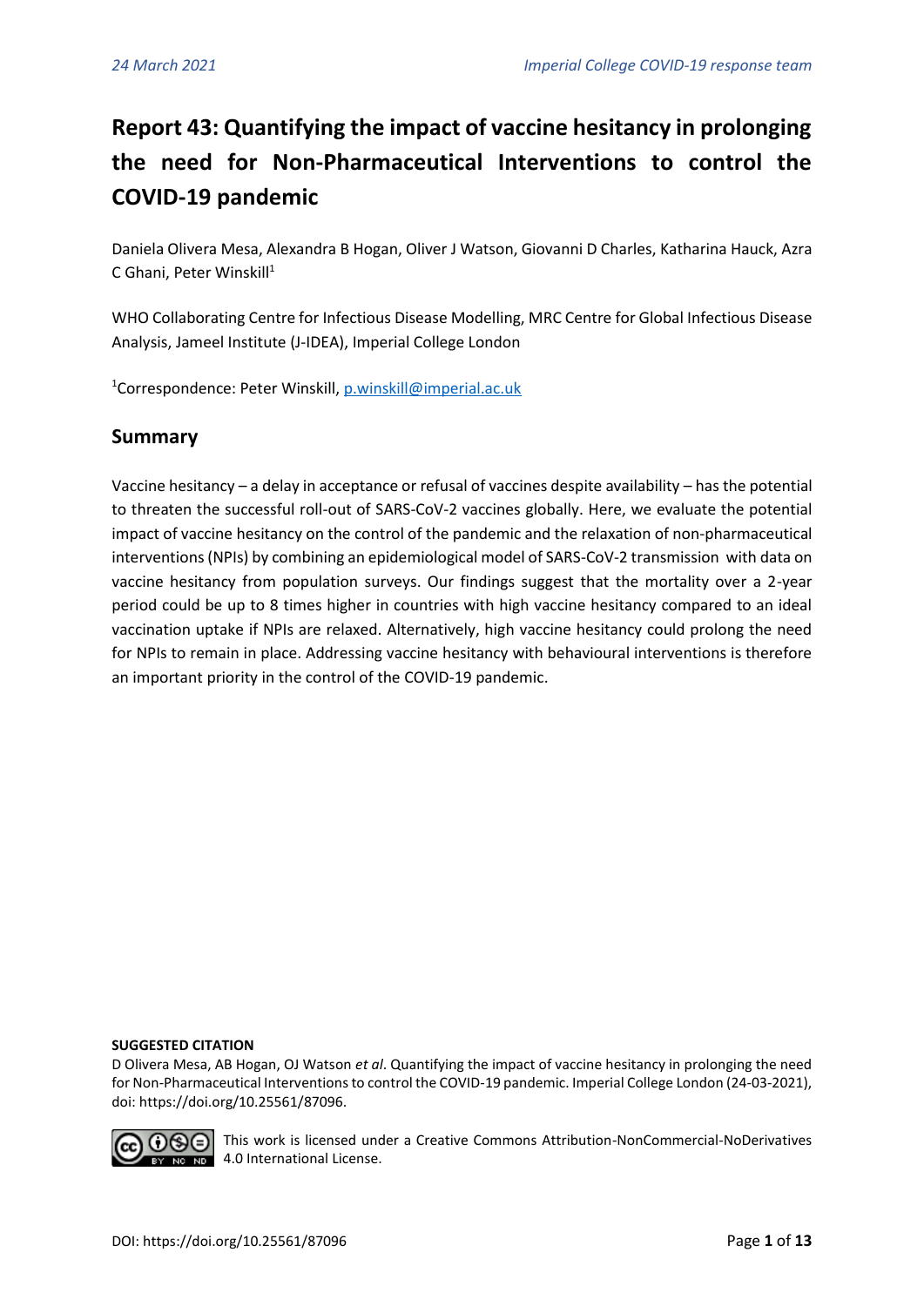# Report 43: Quantifying the impact of vaccine hesitancy in prolonging the need for Non-Pharmaceutical Interventions to control the COVID-19 pandemic

Daniela Olivera Mesa, Alexandra B Hogan, Oliver J Watson, Giovanni D Charles, Katharina Hauck, Azra C Ghani, Peter Winskill[1]

WHO Collaborating Centre for Infectious Disease Modelling, MRC Centre for Global Infectious Disease Analysis, Jameel Institute (J-IDEA), Imperial College London

[1]Correspondence: Peter Winskill, p.winskill@imperial.ac.uk

## Summary

Vaccine hesitancy – a delay in acceptance or refusal of vaccines despite availability – has the potential to threaten the successful roll-out of SARS-CoV-2 vaccines globally. Here, we evaluate the potential impact of vaccine hesitancy on the control of the pandemic and the relaxation of non-pharmaceutical interventions (NPIs) by combining an epidemiological model of SARS-CoV-2 transmission with data on vaccine hesitancy from population surveys. Our findings suggest that the mortality over a 2-year period could be up to 8 times higher in countries with high vaccine hesitancy compared to an ideal vaccination uptake if NPIs are relaxed. Alternatively, high vaccine hesitancy could prolong the need for NPIs to remain in place. Addressing vaccine hesitancy with behavioural interventions is therefore an important priority in the control of the COVID-19 pandemic.

**SUGGESTED CITATION**

D Olivera Mesa, AB Hogan, OJ Watson *et al*. Quantifying the impact of vaccine hesitancy in prolonging the need for Non-Pharmaceutical Interventions to control the COVID-19 pandemic. Imperial College London (24-03-2021), doi: https://doi.org/10.25561/87096.

This work is licensed under a Creative Commons Attribution-NonCommercial-NoDerivatives 4.0 International License.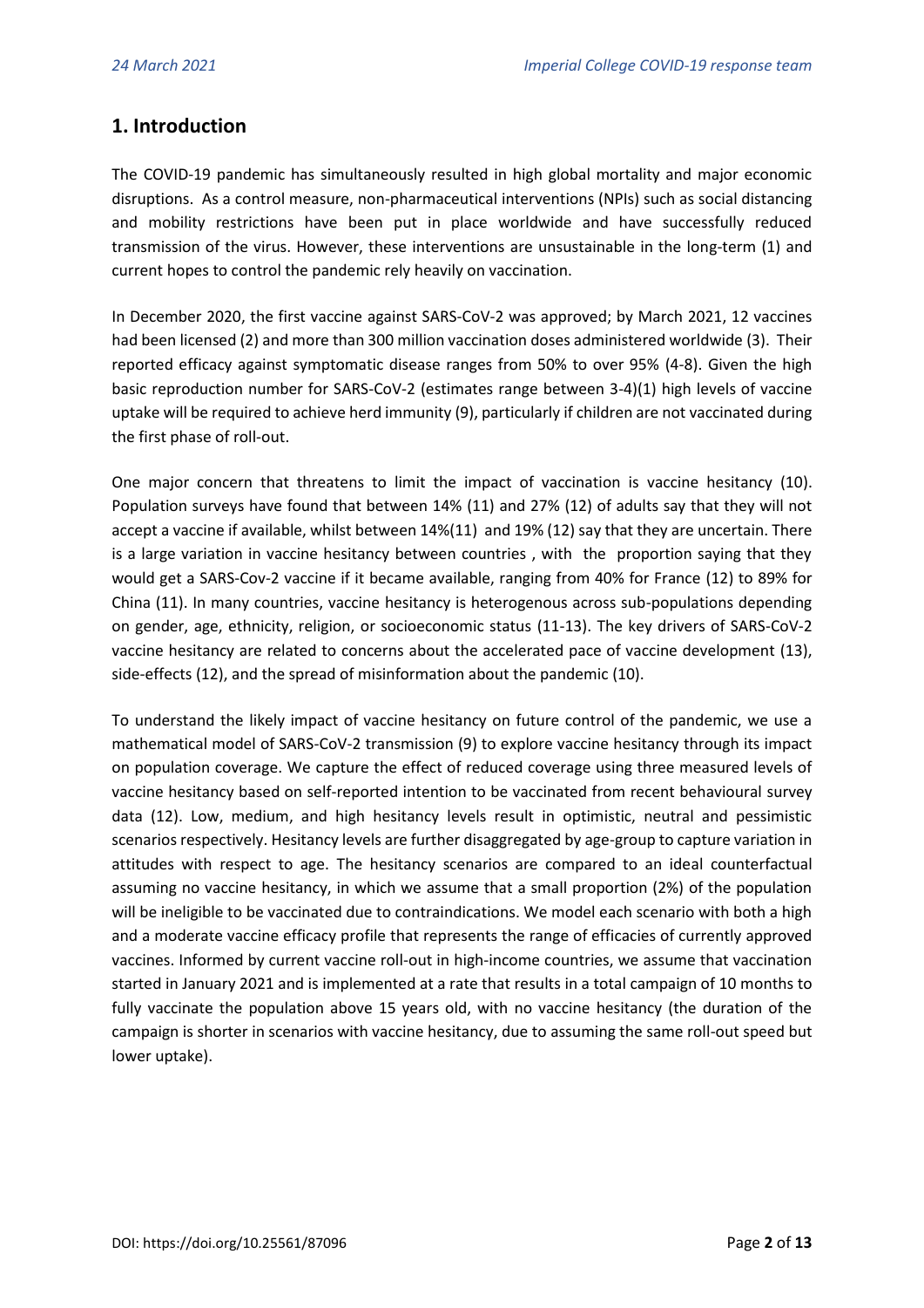## 1. Introduction

The COVID-19 pandemic has simultaneously resulted in high global mortality and major economic disruptions. As a control measure, non-pharmaceutical interventions (NPIs) such as social distancing and mobility restrictions have been put in place worldwide and have successfully reduced transmission of the virus. However, these interventions are unsustainable in the long-term (1) and current hopes to control the pandemic rely heavily on vaccination.

In December 2020, the first vaccine against SARS-CoV-2 was approved; by March 2021, 12 vaccines had been licensed (2) and more than 300 million vaccination doses administered worldwide (3). Their reported efficacy against symptomatic disease ranges from 50% to over 95% (4-8). Given the high basic reproduction number for SARS-CoV-2 (estimates range between 3-4)(1) high levels of vaccine uptake will be required to achieve herd immunity (9), particularly if children are not vaccinated during the first phase of roll-out.

One major concern that threatens to limit the impact of vaccination is vaccine hesitancy (10). Population surveys have found that between 14% (11) and 27% (12) of adults say that they will not accept a vaccine if available, whilst between 14%(11) and 19% (12) say that they are uncertain. There is a large variation in vaccine hesitancy between countries , with the proportion saying that they would get a SARS-Cov-2 vaccine if it became available, ranging from 40% for France (12) to 89% for China (11). In many countries, vaccine hesitancy is heterogenous across sub-populations depending on gender, age, ethnicity, religion, or socioeconomic status (11-13). The key drivers of SARS-CoV-2 vaccine hesitancy are related to concerns about the accelerated pace of vaccine development (13), side-effects (12), and the spread of misinformation about the pandemic (10).

To understand the likely impact of vaccine hesitancy on future control of the pandemic, we use a mathematical model of SARS-CoV-2 transmission (9) to explore vaccine hesitancy through its impact on population coverage. We capture the effect of reduced coverage using three measured levels of vaccine hesitancy based on self-reported intention to be vaccinated from recent behavioural survey data (12). Low, medium, and high hesitancy levels result in optimistic, neutral and pessimistic scenarios respectively. Hesitancy levels are further disaggregated by age-group to capture variation in attitudes with respect to age. The hesitancy scenarios are compared to an ideal counterfactual assuming no vaccine hesitancy, in which we assume that a small proportion (2%) of the population will be ineligible to be vaccinated due to contraindications. We model each scenario with both a high and a moderate vaccine efficacy profile that represents the range of efficacies of currently approved vaccines. Informed by current vaccine roll-out in high-income countries, we assume that vaccination started in January 2021 and is implemented at a rate that results in a total campaign of 10 months to fully vaccinate the population above 15 years old, with no vaccine hesitancy (the duration of the campaign is shorter in scenarios with vaccine hesitancy, due to assuming the same roll-out speed but lower uptake).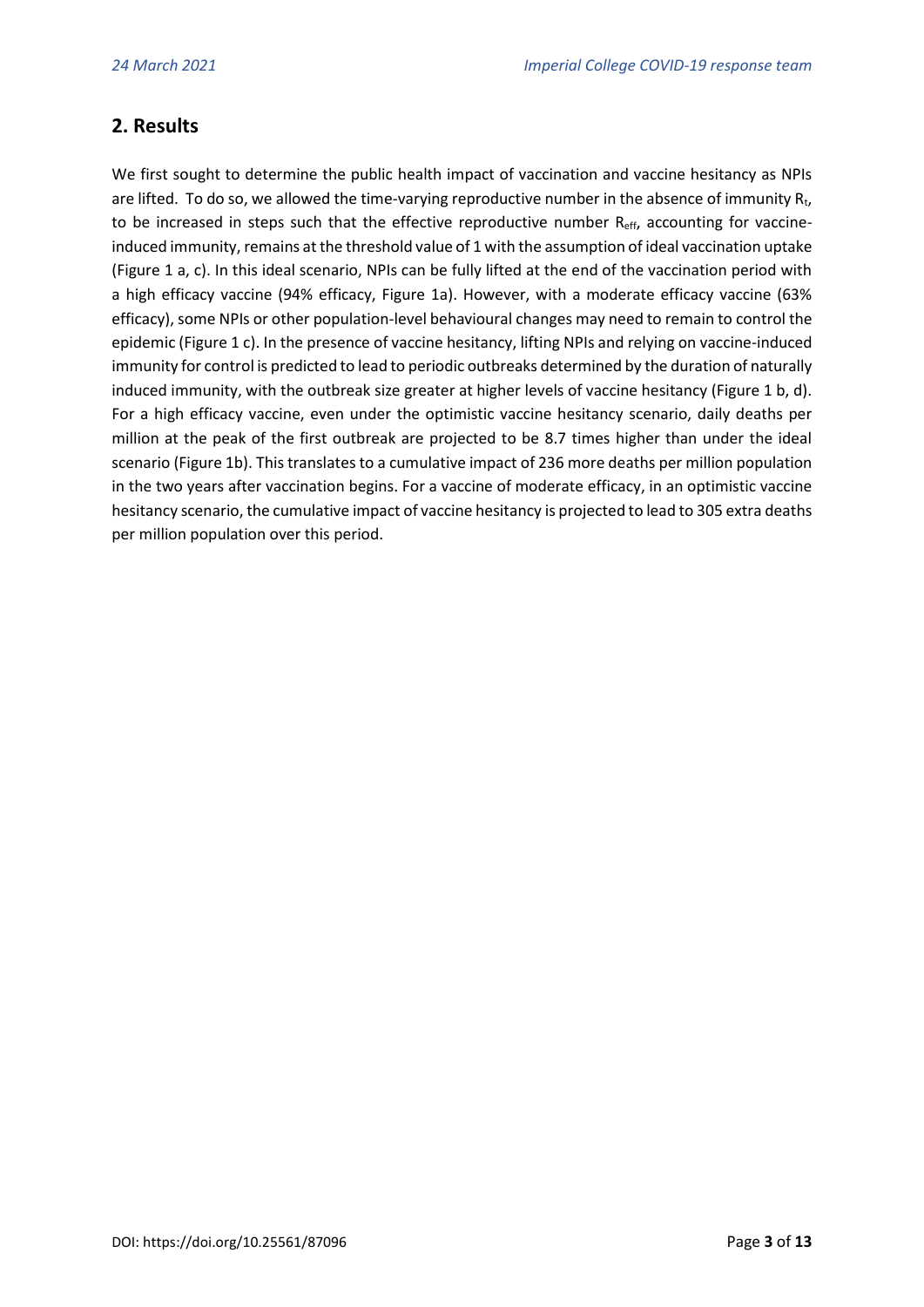## 2. Results

We first sought to determine the public health impact of vaccination and vaccine hesitancy as NPIs are lifted. To do so, we allowed the time-varying reproductive number in the absence of immunity $R_t$, to be increased in steps such that the effective reproductive number $R_{eff}$, accounting for vaccine-induced immunity, remains at the threshold value of 1 with the assumption of ideal vaccination uptake (Figure 1 a, c). In this ideal scenario, NPIs can be fully lifted at the end of the vaccination period with a high efficacy vaccine (94% efficacy, Figure 1a). However, with a moderate efficacy vaccine (63% efficacy), some NPIs or other population-level behavioural changes may need to remain to control the epidemic (Figure 1 c). In the presence of vaccine hesitancy, lifting NPIs and relying on vaccine-induced immunity for control is predicted to lead to periodic outbreaks determined by the duration of naturally induced immunity, with the outbreak size greater at higher levels of vaccine hesitancy (Figure 1 b, d). For a high efficacy vaccine, even under the optimistic vaccine hesitancy scenario, daily deaths per million at the peak of the first outbreak are projected to be 8.7 times higher than under the ideal scenario (Figure 1b). This translates to a cumulative impact of 236 more deaths per million population in the two years after vaccination begins. For a vaccine of moderate efficacy, in an optimistic vaccine hesitancy scenario, the cumulative impact of vaccine hesitancy is projected to lead to 305 extra deaths per million population over this period.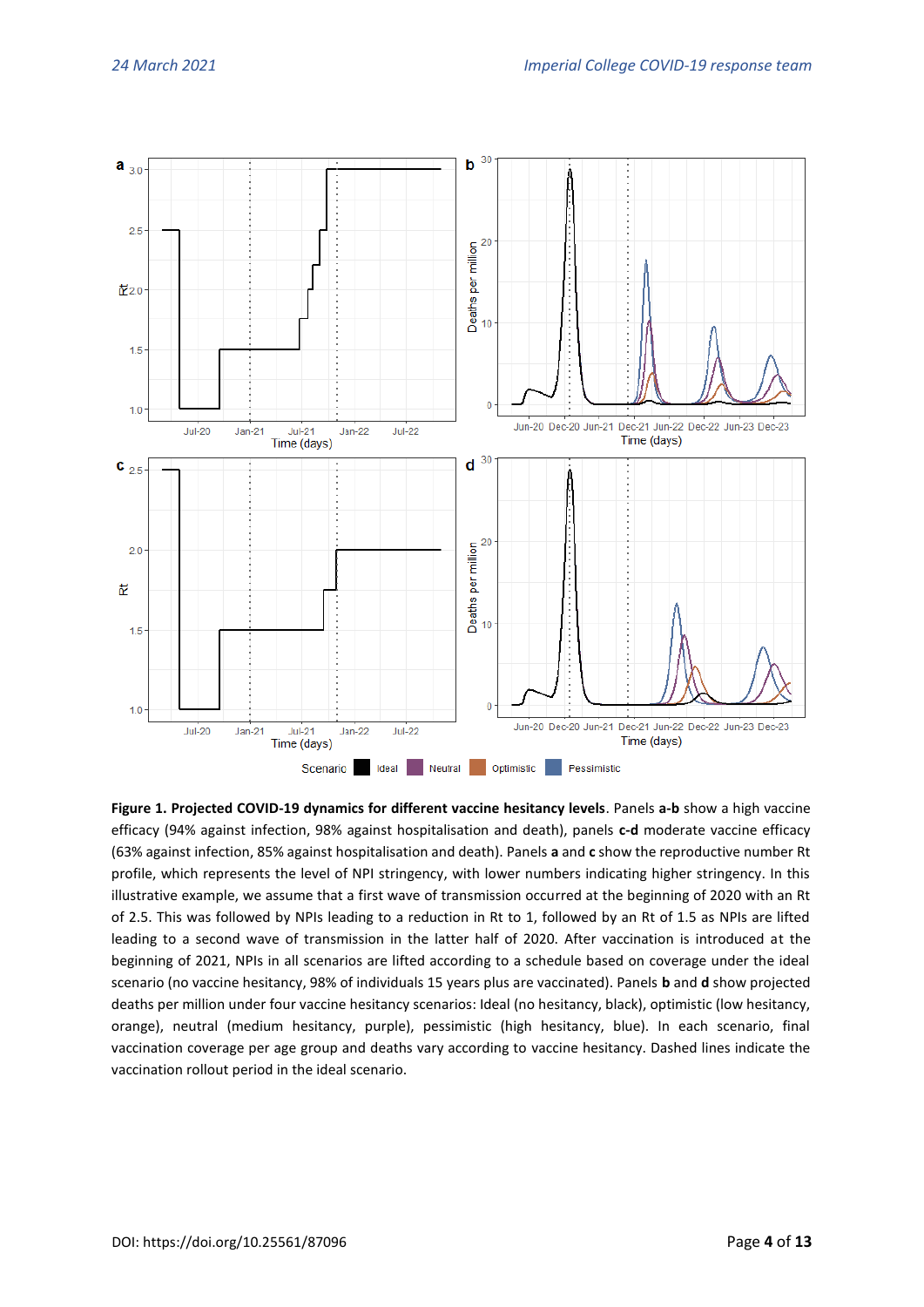**Figure 1. Projected COVID-19 dynamics for different vaccine hesitancy levels**. Panels **a-b** show a high vaccine efficacy (94% against infection, 98% against hospitalisation and death), panels **c-d** moderate vaccine efficacy (63% against infection, 85% against hospitalisation and death). Panels **a** and **c** show the reproductive number Rt profile, which represents the level of NPI stringency, with lower numbers indicating higher stringency. In this illustrative example, we assume that a first wave of transmission occurred at the beginning of 2020 with an Rt of 2.5. This was followed by NPIs leading to a reduction in Rt to 1, followed by an Rt of 1.5 as NPIs are lifted leading to a second wave of transmission in the latter half of 2020. After vaccination is introduced at the beginning of 2021, NPIs in all scenarios are lifted according to a schedule based on coverage under the ideal scenario (no vaccine hesitancy, 98% of individuals 15 years plus are vaccinated). Panels **b** and **d** show projected deaths per million under four vaccine hesitancy scenarios: Ideal (no hesitancy, black), optimistic (low hesitancy, orange), neutral (medium hesitancy, purple), pessimistic (high hesitancy, blue). In each scenario, final vaccination coverage per age group and deaths vary according to vaccine hesitancy. Dashed lines indicate the vaccination rollout period in the ideal scenario.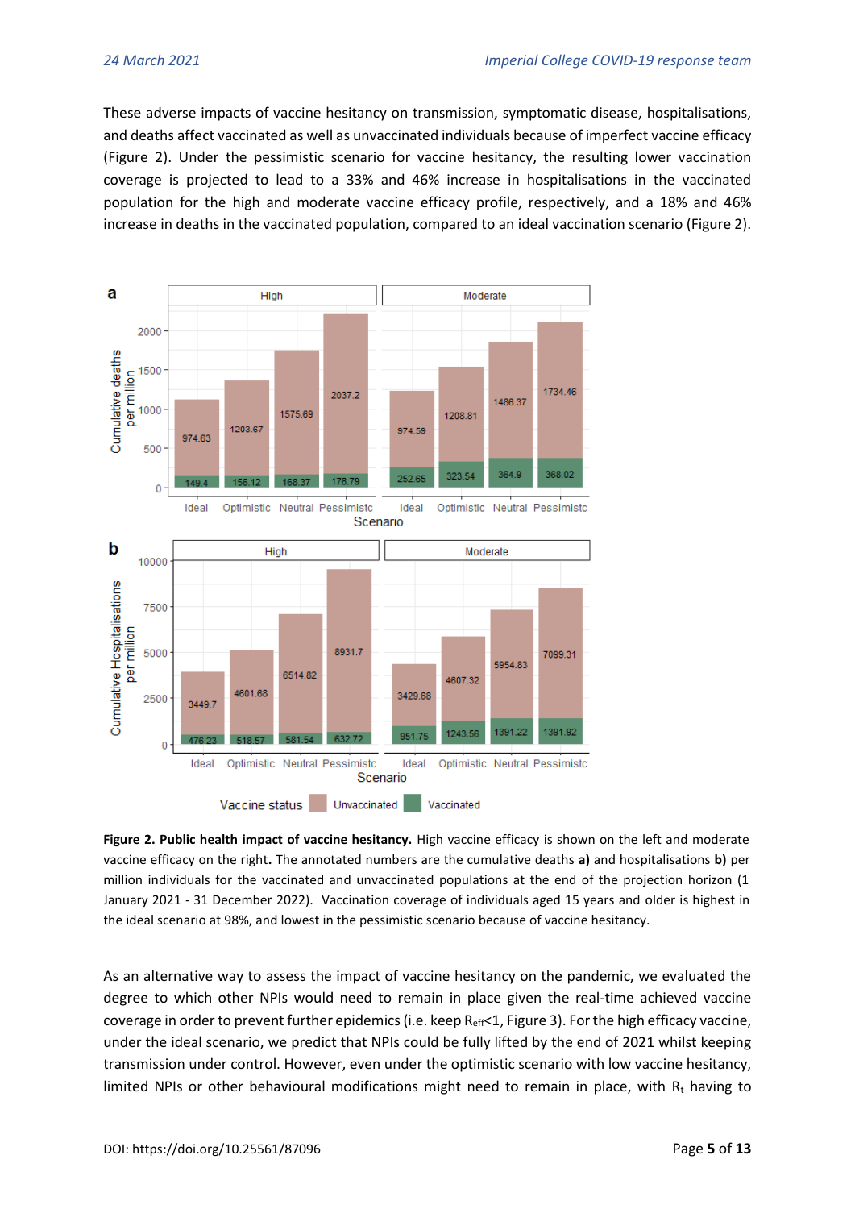These adverse impacts of vaccine hesitancy on transmission, symptomatic disease, hospitalisations, and deaths affect vaccinated as well as unvaccinated individuals because of imperfect vaccine efficacy (Figure 2). Under the pessimistic scenario for vaccine hesitancy, the resulting lower vaccination coverage is projected to lead to a 33% and 46% increase in hospitalisations in the vaccinated population for the high and moderate vaccine efficacy profile, respectively, and a 18% and 46% increase in deaths in the vaccinated population, compared to an ideal vaccination scenario (Figure 2).

**Figure 2. Public health impact of vaccine hesitancy.** High vaccine efficacy is shown on the left and moderate vaccine efficacy on the right**.** The annotated numbers are the cumulative deaths **a)** and hospitalisations **b)** per million individuals for the vaccinated and unvaccinated populations at the end of the projection horizon (1 January 2021 - 31 December 2022). Vaccination coverage of individuals aged 15 years and older is highest in the ideal scenario at 98%, and lowest in the pessimistic scenario because of vaccine hesitancy.

As an alternative way to assess the impact of vaccine hesitancy on the pandemic, we evaluated the degree to which other NPIs would need to remain in place given the real-time achieved vaccine coverage in order to prevent further epidemics (i.e. keep $R_{eff}$<1, Figure 3). For the high efficacy vaccine, under the ideal scenario, we predict that NPIs could be fully lifted by the end of 2021 whilst keeping transmission under control. However, even under the optimistic scenario with low vaccine hesitancy, limited NPIs or other behavioural modifications might need to remain in place, with $R_t$ having to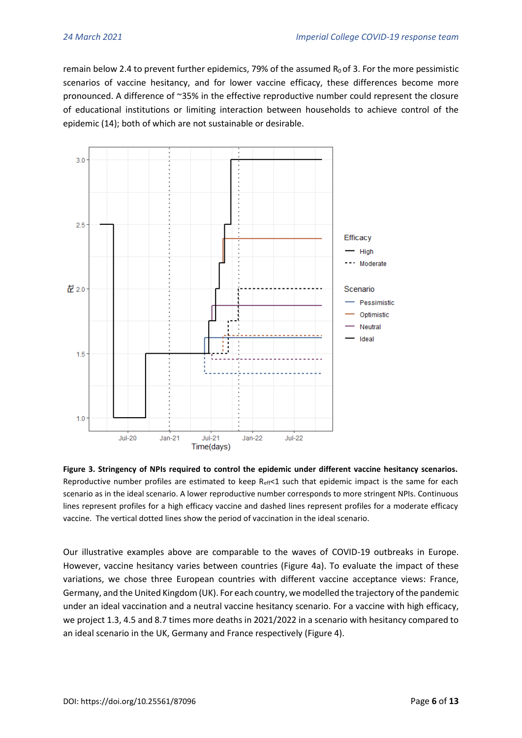remain below 2.4 to prevent further epidemics, 79% of the assumed $R_0$ of 3. For the more pessimistic scenarios of vaccine hesitancy, and for lower vaccine efficacy, these differences become more pronounced. A difference of ~35% in the effective reproductive number could represent the closure of educational institutions or limiting interaction between households to achieve control of the epidemic (14); both of which are not sustainable or desirable.

**Figure 3. Stringency of NPIs required to control the epidemic under different vaccine hesitancy scenarios.** Reproductive number profiles are estimated to keep $R_{eff}$<1 such that epidemic impact is the same for each scenario as in the ideal scenario. A lower reproductive number corresponds to more stringent NPIs. Continuous lines represent profiles for a high efficacy vaccine and dashed lines represent profiles for a moderate efficacy vaccine. The vertical dotted lines show the period of vaccination in the ideal scenario.

Our illustrative examples above are comparable to the waves of COVID-19 outbreaks in Europe. However, vaccine hesitancy varies between countries (Figure 4a). To evaluate the impact of these variations, we chose three European countries with different vaccine acceptance views: France, Germany, and the United Kingdom (UK). For each country, we modelled the trajectory of the pandemic under an ideal vaccination and a neutral vaccine hesitancy scenario. For a vaccine with high efficacy, we project 1.3, 4.5 and 8.7 times more deaths in 2021/2022 in a scenario with hesitancy compared to an ideal scenario in the UK, Germany and France respectively (Figure 4).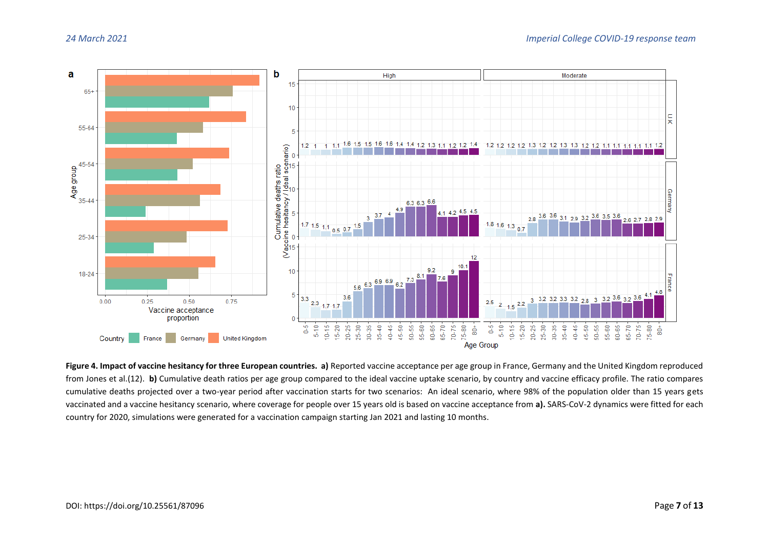**Figure 4. Impact of vaccine hesitancy for three European countries. a)** Reported vaccine acceptance per age group in France, Germany and the United Kingdom reproduced from Jones et al.(12). **b)** Cumulative death ratios per age group compared to the ideal vaccine uptake scenario, by country and vaccine efficacy profile. The ratio compares cumulative deaths projected over a two-year period after vaccination starts for two scenarios: An ideal scenario, where 98% of the population older than 15 years gets vaccinated and a vaccine hesitancy scenario, where coverage for people over 15 years old is based on vaccine acceptance from **a).** SARS-CoV-2 dynamics were fitted for each country for 2020, simulations were generated for a vaccination campaign starting Jan 2021 and lasting 10 months.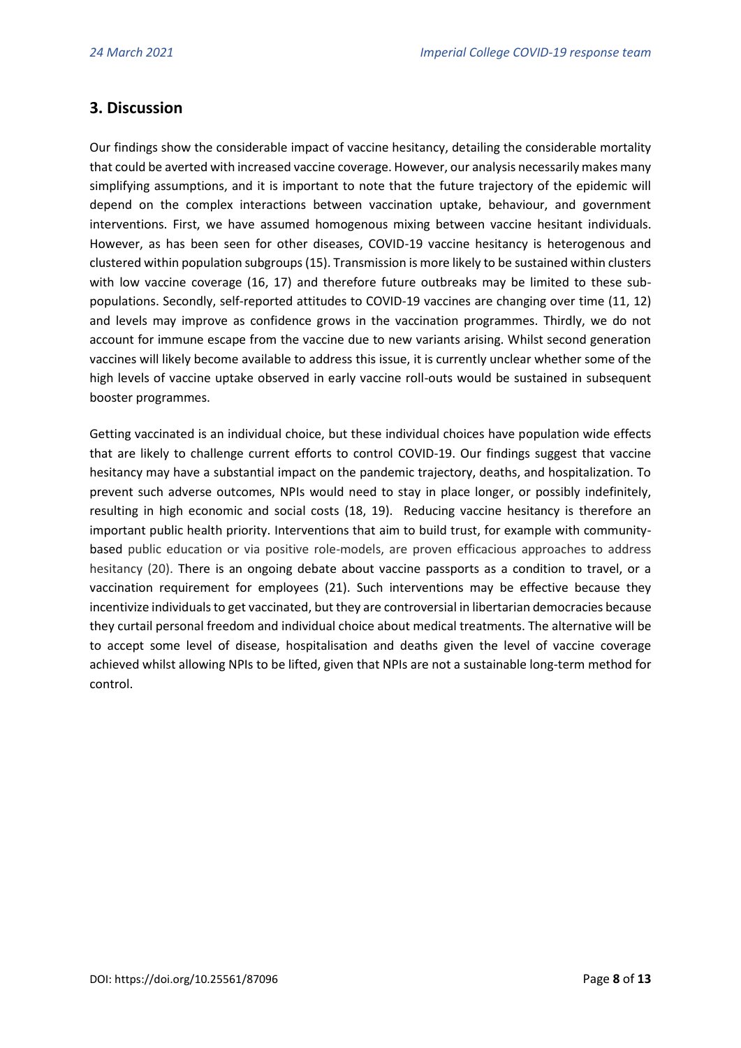## 3. Discussion

Our findings show the considerable impact of vaccine hesitancy, detailing the considerable mortality that could be averted with increased vaccine coverage. However, our analysis necessarily makes many simplifying assumptions, and it is important to note that the future trajectory of the epidemic will depend on the complex interactions between vaccination uptake, behaviour, and government interventions. First, we have assumed homogenous mixing between vaccine hesitant individuals. However, as has been seen for other diseases, COVID-19 vaccine hesitancy is heterogenous and clustered within population subgroups (15). Transmission is more likely to be sustained within clusters with low vaccine coverage (16, 17) and therefore future outbreaks may be limited to these sub-populations. Secondly, self-reported attitudes to COVID-19 vaccines are changing over time (11, 12) and levels may improve as confidence grows in the vaccination programmes. Thirdly, we do not account for immune escape from the vaccine due to new variants arising. Whilst second generation vaccines will likely become available to address this issue, it is currently unclear whether some of the high levels of vaccine uptake observed in early vaccine roll-outs would be sustained in subsequent booster programmes.

Getting vaccinated is an individual choice, but these individual choices have population wide effects that are likely to challenge current efforts to control COVID-19. Our findings suggest that vaccine hesitancy may have a substantial impact on the pandemic trajectory, deaths, and hospitalization. To prevent such adverse outcomes, NPIs would need to stay in place longer, or possibly indefinitely, resulting in high economic and social costs (18, 19). Reducing vaccine hesitancy is therefore an important public health priority. Interventions that aim to build trust, for example with community-based public education or via positive role-models, are proven efficacious approaches to address hesitancy (20). There is an ongoing debate about vaccine passports as a condition to travel, or a vaccination requirement for employees (21). Such interventions may be effective because they incentivize individuals to get vaccinated, but they are controversial in libertarian democracies because they curtail personal freedom and individual choice about medical treatments. The alternative will be to accept some level of disease, hospitalisation and deaths given the level of vaccine coverage achieved whilst allowing NPIs to be lifted, given that NPIs are not a sustainable long-term method for control.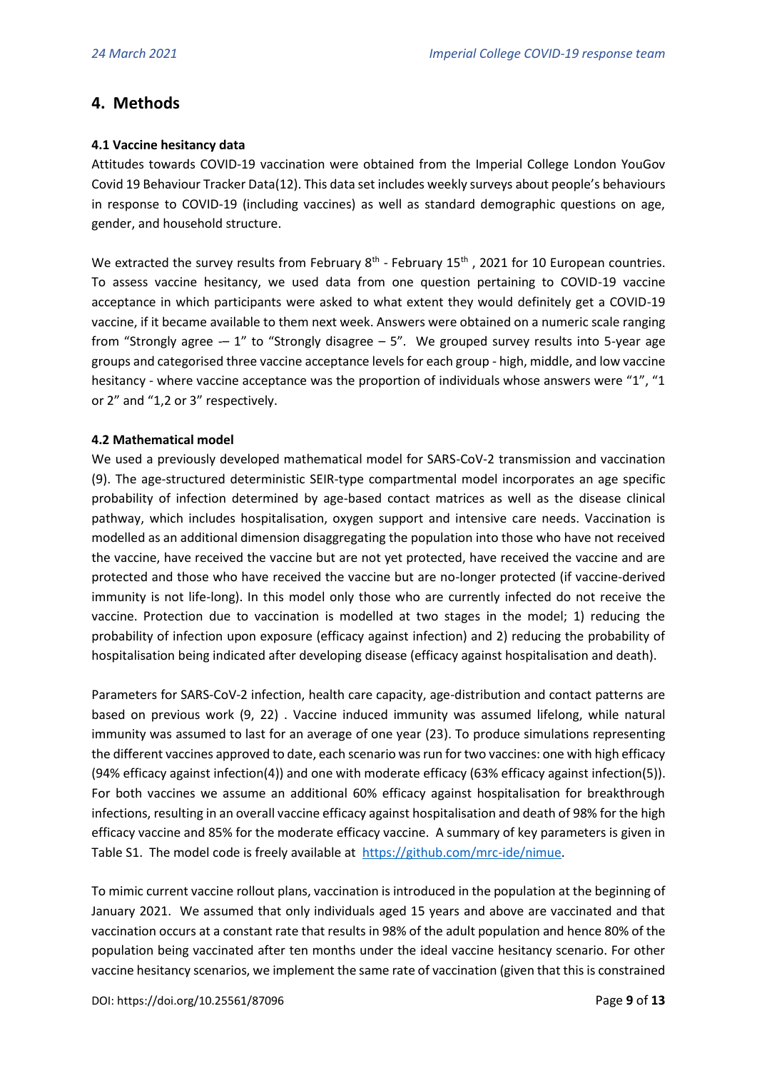## 4. Methods

### 4.1 Vaccine hesitancy data

Attitudes towards COVID-19 vaccination were obtained from the Imperial College London YouGov Covid 19 Behaviour Tracker Data(12). This data set includes weekly surveys about people's behaviours in response to COVID-19 (including vaccines) as well as standard demographic questions on age, gender, and household structure.

We extracted the survey results from February 8th - February 15th, 2021 for 10 European countries. To assess vaccine hesitancy, we used data from one question pertaining to COVID-19 vaccine acceptance in which participants were asked to what extent they would definitely get a COVID-19 vaccine, if it became available to them next week. Answers were obtained on a numeric scale ranging from "Strongly agree -– 1" to "Strongly disagree – 5". We grouped survey results into 5-year age groups and categorised three vaccine acceptance levels for each group - high, middle, and low vaccine hesitancy - where vaccine acceptance was the proportion of individuals whose answers were "1", "1 or 2" and "1,2 or 3" respectively.

### 4.2 Mathematical model

We used a previously developed mathematical model for SARS-CoV-2 transmission and vaccination (9). The age-structured deterministic SEIR-type compartmental model incorporates an age specific probability of infection determined by age-based contact matrices as well as the disease clinical pathway, which includes hospitalisation, oxygen support and intensive care needs. Vaccination is modelled as an additional dimension disaggregating the population into those who have not received the vaccine, have received the vaccine but are not yet protected, have received the vaccine and are protected and those who have received the vaccine but are no-longer protected (if vaccine-derived immunity is not life-long). In this model only those who are currently infected do not receive the vaccine. Protection due to vaccination is modelled at two stages in the model; 1) reducing the probability of infection upon exposure (efficacy against infection) and 2) reducing the probability of hospitalisation being indicated after developing disease (efficacy against hospitalisation and death).

Parameters for SARS-CoV-2 infection, health care capacity, age-distribution and contact patterns are based on previous work (9, 22) . Vaccine induced immunity was assumed lifelong, while natural immunity was assumed to last for an average of one year (23). To produce simulations representing the different vaccines approved to date, each scenario was run for two vaccines: one with high efficacy (94% efficacy against infection(4)) and one with moderate efficacy (63% efficacy against infection(5)). For both vaccines we assume an additional 60% efficacy against hospitalisation for breakthrough infections, resulting in an overall vaccine efficacy against hospitalisation and death of 98% for the high efficacy vaccine and 85% for the moderate efficacy vaccine. A summary of key parameters is given in Table S1. The model code is freely available at https://github.com/mrc-ide/nimue.

To mimic current vaccine rollout plans, vaccination is introduced in the population at the beginning of January 2021. We assumed that only individuals aged 15 years and above are vaccinated and that vaccination occurs at a constant rate that results in 98% of the adult population and hence 80% of the population being vaccinated after ten months under the ideal vaccine hesitancy scenario. For other vaccine hesitancy scenarios, we implement the same rate of vaccination (given that this is constrained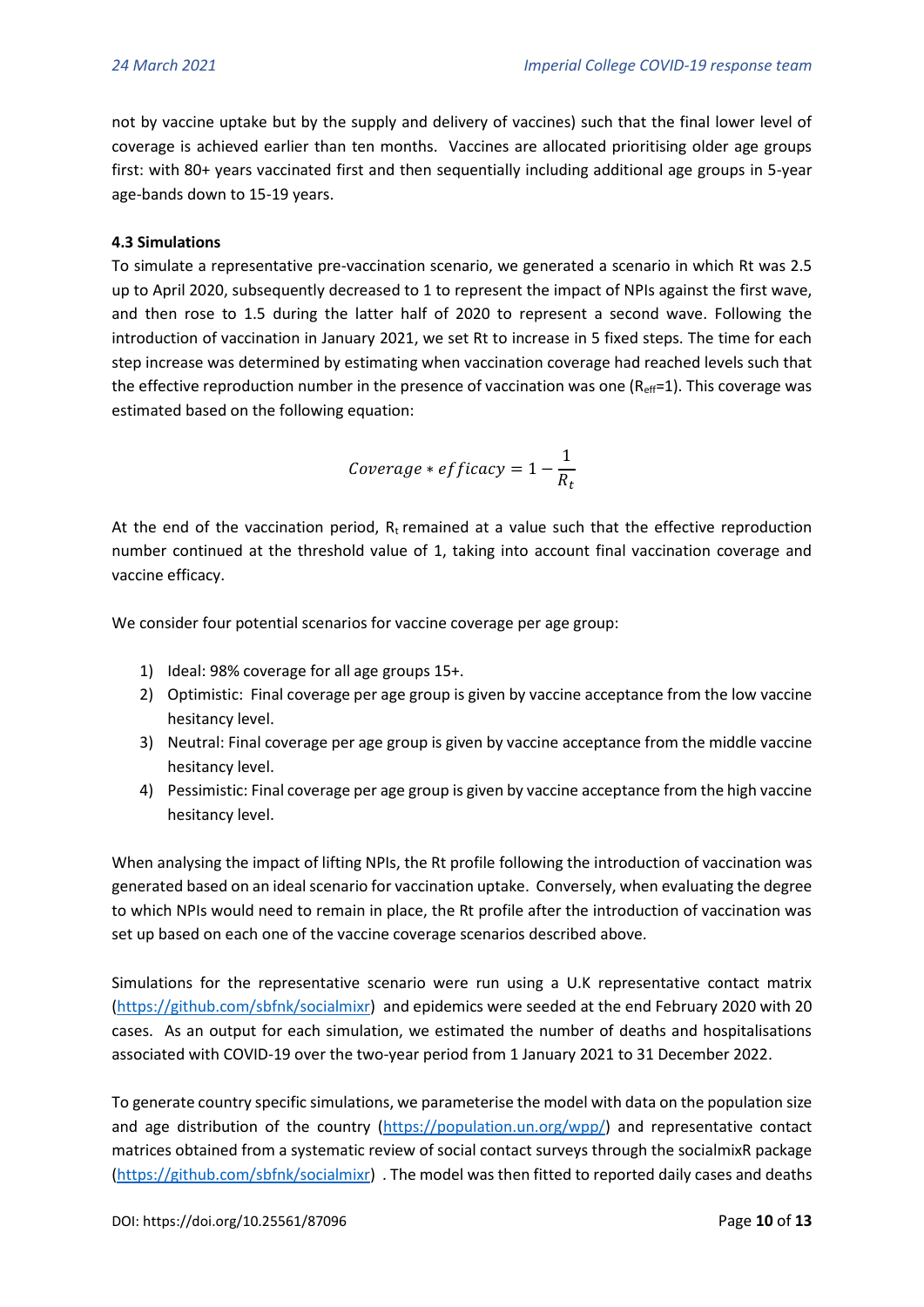not by vaccine uptake but by the supply and delivery of vaccines) such that the final lower level of coverage is achieved earlier than ten months. Vaccines are allocated prioritising older age groups first: with 80+ years vaccinated first and then sequentially including additional age groups in 5-year age-bands down to 15-19 years.

**4.3 Simulations**

To simulate a representative pre-vaccination scenario, we generated a scenario in which Rt was 2.5 up to April 2020, subsequently decreased to 1 to represent the impact of NPIs against the first wave, and then rose to 1.5 during the latter half of 2020 to represent a second wave. Following the introduction of vaccination in January 2021, we set Rt to increase in 5 fixed steps. The time for each step increase was determined by estimating when vaccination coverage had reached levels such that the effective reproduction number in the presence of vaccination was one ($R_{eff}$=1). This coverage was estimated based on the following equation:

$$Coverage * efficacy = 1 - \frac{1}{R_t}$$

At the end of the vaccination period, $R_t$ remained at a value such that the effective reproduction number continued at the threshold value of 1, taking into account final vaccination coverage and vaccine efficacy.

We consider four potential scenarios for vaccine coverage per age group:

1) Ideal: 98% coverage for all age groups 15+.
2) Optimistic: Final coverage per age group is given by vaccine acceptance from the low vaccine hesitancy level.
3) Neutral: Final coverage per age group is given by vaccine acceptance from the middle vaccine hesitancy level.
4) Pessimistic: Final coverage per age group is given by vaccine acceptance from the high vaccine hesitancy level.

When analysing the impact of lifting NPIs, the Rt profile following the introduction of vaccination was generated based on an ideal scenario for vaccination uptake. Conversely, when evaluating the degree to which NPIs would need to remain in place, the Rt profile after the introduction of vaccination was set up based on each one of the vaccine coverage scenarios described above.

Simulations for the representative scenario were run using a U.K representative contact matrix (https://github.com/sbfnk/socialmixr) and epidemics were seeded at the end February 2020 with 20 cases. As an output for each simulation, we estimated the number of deaths and hospitalisations associated with COVID-19 over the two-year period from 1 January 2021 to 31 December 2022.

To generate country specific simulations, we parameterise the model with data on the population size and age distribution of the country (https://population.un.org/wpp/) and representative contact matrices obtained from a systematic review of social contact surveys through the socialmixR package (https://github.com/sbfnk/socialmixr) . The model was then fitted to reported daily cases and deaths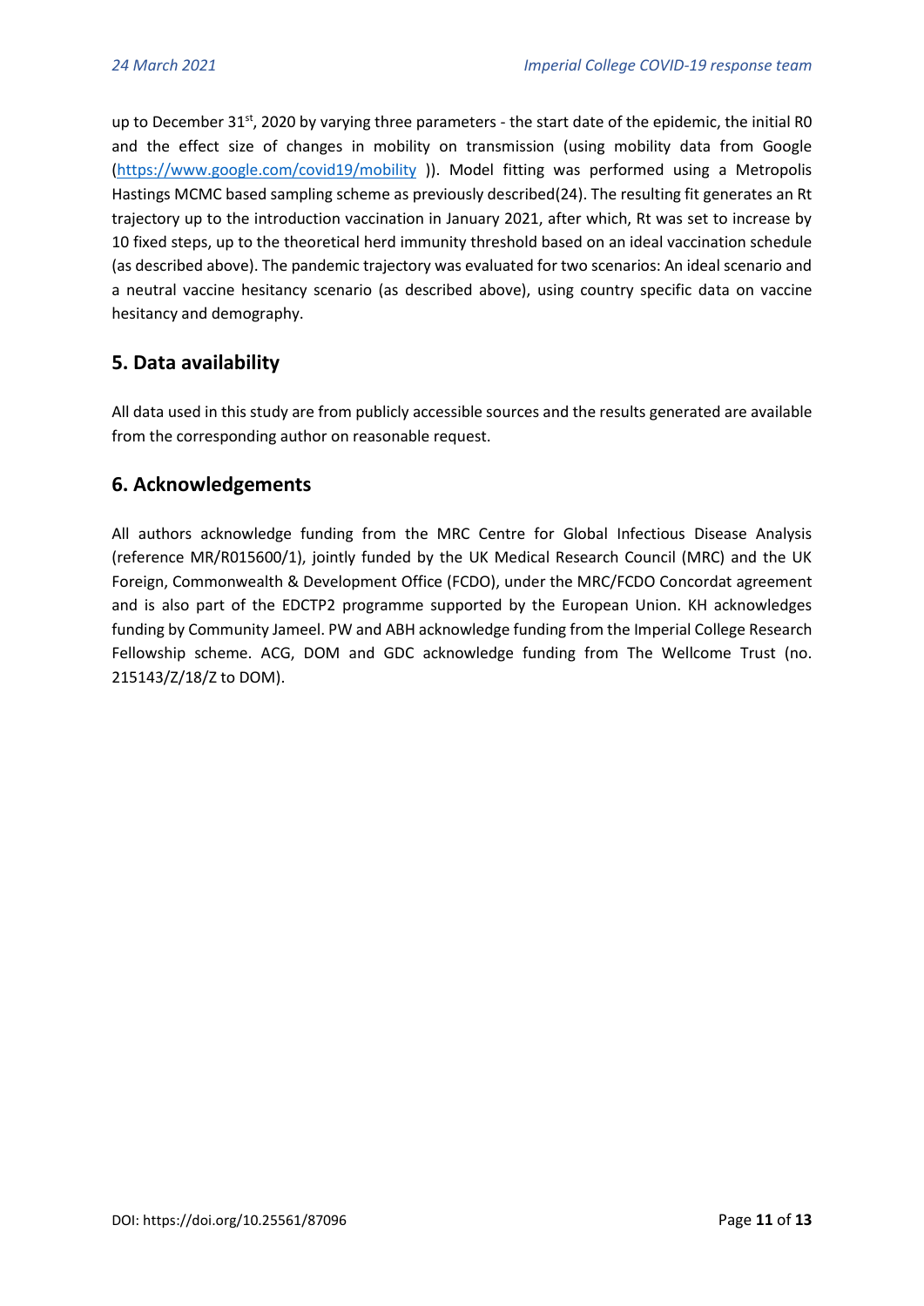up to December 31st, 2020 by varying three parameters - the start date of the epidemic, the initial R0 and the effect size of changes in mobility on transmission (using mobility data from Google (https://www.google.com/covid19/mobility )). Model fitting was performed using a Metropolis Hastings MCMC based sampling scheme as previously described(24). The resulting fit generates an Rt trajectory up to the introduction vaccination in January 2021, after which, Rt was set to increase by 10 fixed steps, up to the theoretical herd immunity threshold based on an ideal vaccination schedule (as described above). The pandemic trajectory was evaluated for two scenarios: An ideal scenario and a neutral vaccine hesitancy scenario (as described above), using country specific data on vaccine hesitancy and demography.

## 5. Data availability

All data used in this study are from publicly accessible sources and the results generated are available from the corresponding author on reasonable request.

## 6. Acknowledgements

All authors acknowledge funding from the MRC Centre for Global Infectious Disease Analysis (reference MR/R015600/1), jointly funded by the UK Medical Research Council (MRC) and the UK Foreign, Commonwealth & Development Office (FCDO), under the MRC/FCDO Concordat agreement and is also part of the EDCTP2 programme supported by the European Union. KH acknowledges funding by Community Jameel. PW and ABH acknowledge funding from the Imperial College Research Fellowship scheme. ACG, DOM and GDC acknowledge funding from The Wellcome Trust (no. 215143/Z/18/Z to DOM).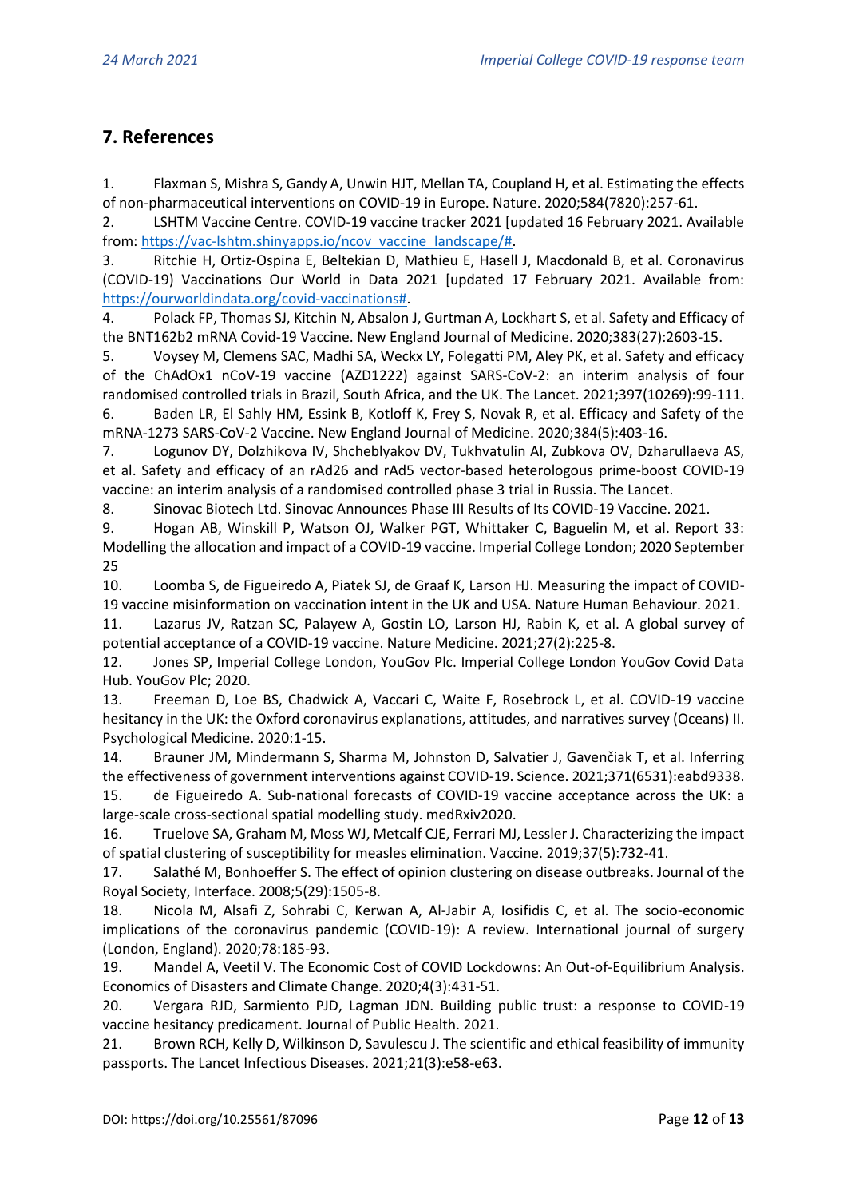## 7. References

1. Flaxman S, Mishra S, Gandy A, Unwin HJT, Mellan TA, Coupland H, et al. Estimating the effects of non-pharmaceutical interventions on COVID-19 in Europe. Nature. 2020;584(7820):257-61.
2. LSHTM Vaccine Centre. COVID-19 vaccine tracker 2021 [updated 16 February 2021. Available from: https://vac-lshtm.shinyapps.io/ncov_vaccine_landscape/#.
3. Ritchie H, Ortiz-Ospina E, Beltekian D, Mathieu E, Hasell J, Macdonald B, et al. Coronavirus (COVID-19) Vaccinations Our World in Data 2021 [updated 17 February 2021. Available from: https://ourworldindata.org/covid-vaccinations#.
4. Polack FP, Thomas SJ, Kitchin N, Absalon J, Gurtman A, Lockhart S, et al. Safety and Efficacy of the BNT162b2 mRNA Covid-19 Vaccine. New England Journal of Medicine. 2020;383(27):2603-15.
5. Voysey M, Clemens SAC, Madhi SA, Weckx LY, Folegatti PM, Aley PK, et al. Safety and efficacy of the ChAdOx1 nCoV-19 vaccine (AZD1222) against SARS-CoV-2: an interim analysis of four randomised controlled trials in Brazil, South Africa, and the UK. The Lancet. 2021;397(10269):99-111.
6. Baden LR, El Sahly HM, Essink B, Kotloff K, Frey S, Novak R, et al. Efficacy and Safety of the mRNA-1273 SARS-CoV-2 Vaccine. New England Journal of Medicine. 2020;384(5):403-16.
7. Logunov DY, Dolzhikova IV, Shcheblyakov DV, Tukhvatulin AI, Zubkova OV, Dzharullaeva AS, et al. Safety and efficacy of an rAd26 and rAd5 vector-based heterologous prime-boost COVID-19 vaccine: an interim analysis of a randomised controlled phase 3 trial in Russia. The Lancet.
8. Sinovac Biotech Ltd. Sinovac Announces Phase III Results of Its COVID-19 Vaccine. 2021.
9. Hogan AB, Winskill P, Watson OJ, Walker PGT, Whittaker C, Baguelin M, et al. Report 33: Modelling the allocation and impact of a COVID-19 vaccine. Imperial College London; 2020 September 25
10. Loomba S, de Figueiredo A, Piatek SJ, de Graaf K, Larson HJ. Measuring the impact of COVID-19 vaccine misinformation on vaccination intent in the UK and USA. Nature Human Behaviour. 2021.
11. Lazarus JV, Ratzan SC, Palayew A, Gostin LO, Larson HJ, Rabin K, et al. A global survey of potential acceptance of a COVID-19 vaccine. Nature Medicine. 2021;27(2):225-8.
12. Jones SP, Imperial College London, YouGov Plc. Imperial College London YouGov Covid Data Hub. YouGov Plc; 2020.
13. Freeman D, Loe BS, Chadwick A, Vaccari C, Waite F, Rosebrock L, et al. COVID-19 vaccine hesitancy in the UK: the Oxford coronavirus explanations, attitudes, and narratives survey (Oceans) II. Psychological Medicine. 2020:1-15.
14. Brauner JM, Mindermann S, Sharma M, Johnston D, Salvatier J, Gavenčiak T, et al. Inferring the effectiveness of government interventions against COVID-19. Science. 2021;371(6531):eabd9338.
15. de Figueiredo A. Sub-national forecasts of COVID-19 vaccine acceptance across the UK: a large-scale cross-sectional spatial modelling study. medRxiv2020.
16. Truelove SA, Graham M, Moss WJ, Metcalf CJE, Ferrari MJ, Lessler J. Characterizing the impact of spatial clustering of susceptibility for measles elimination. Vaccine. 2019;37(5):732-41.
17. Salathé M, Bonhoeffer S. The effect of opinion clustering on disease outbreaks. Journal of the Royal Society, Interface. 2008;5(29):1505-8.
18. Nicola M, Alsafi Z, Sohrabi C, Kerwan A, Al-Jabir A, Iosifidis C, et al. The socio-economic implications of the coronavirus pandemic (COVID-19): A review. International journal of surgery (London, England). 2020;78:185-93.
19. Mandel A, Veetil V. The Economic Cost of COVID Lockdowns: An Out-of-Equilibrium Analysis. Economics of Disasters and Climate Change. 2020;4(3):431-51.
20. Vergara RJD, Sarmiento PJD, Lagman JDN. Building public trust: a response to COVID-19 vaccine hesitancy predicament. Journal of Public Health. 2021.
21. Brown RCH, Kelly D, Wilkinson D, Savulescu J. The scientific and ethical feasibility of immunity passports. The Lancet Infectious Diseases. 2021;21(3):e58-e63.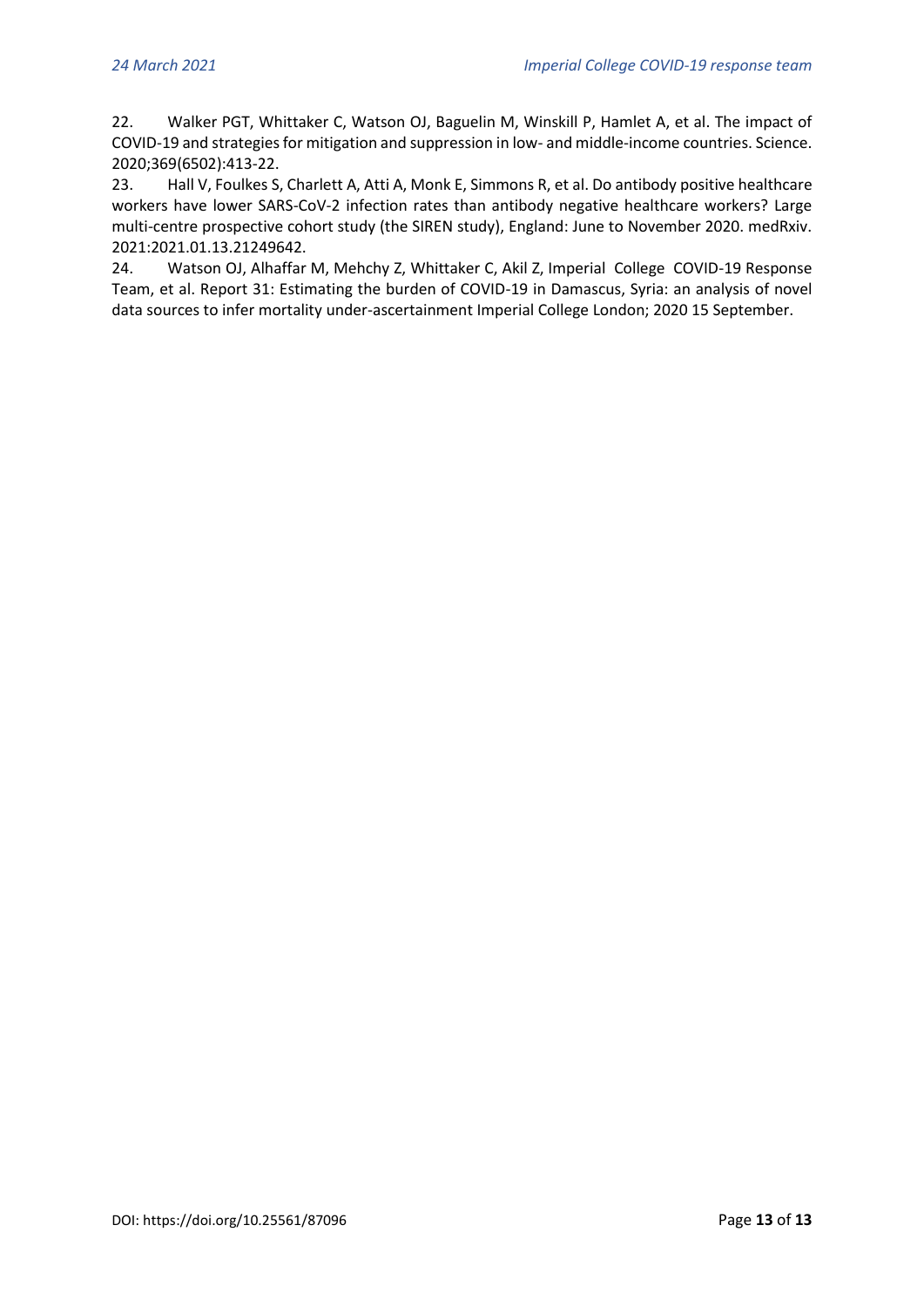22. Walker PGT, Whittaker C, Watson OJ, Baguelin M, Winskill P, Hamlet A, et al. The impact of COVID-19 and strategies for mitigation and suppression in low- and middle-income countries. Science. 2020;369(6502):413-22.

23. Hall V, Foulkes S, Charlett A, Atti A, Monk E, Simmons R, et al. Do antibody positive healthcare workers have lower SARS-CoV-2 infection rates than antibody negative healthcare workers? Large multi-centre prospective cohort study (the SIREN study), England: June to November 2020. medRxiv. 2021:2021.01.13.21249642.

24. Watson OJ, Alhaffar M, Mehchy Z, Whittaker C, Akil Z, Imperial College COVID-19 Response Team, et al. Report 31: Estimating the burden of COVID-19 in Damascus, Syria: an analysis of novel data sources to infer mortality under-ascertainment Imperial College London; 2020 15 September.